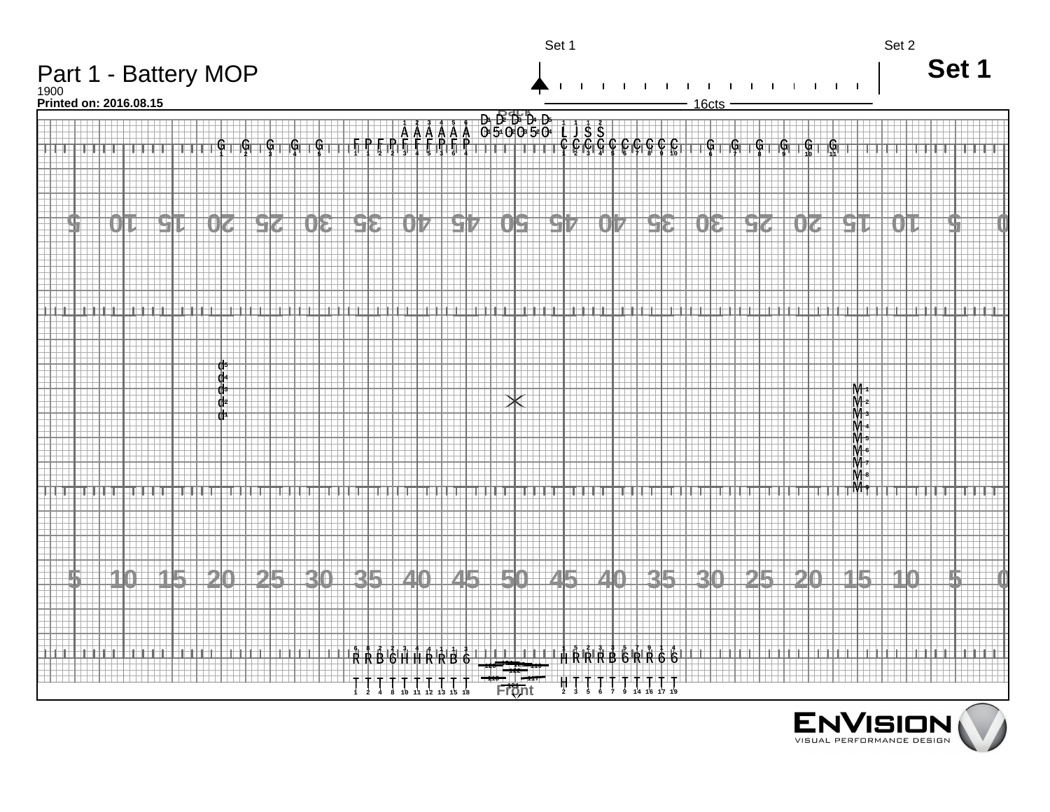# Part 1 - Battery MOP

1900

**Printed on: 2016.08.15**

Set 1 | Set 2

## Set 1

16cts

Back

Front

**ENVISION**
VISUAL PERFORMANCE DESIGN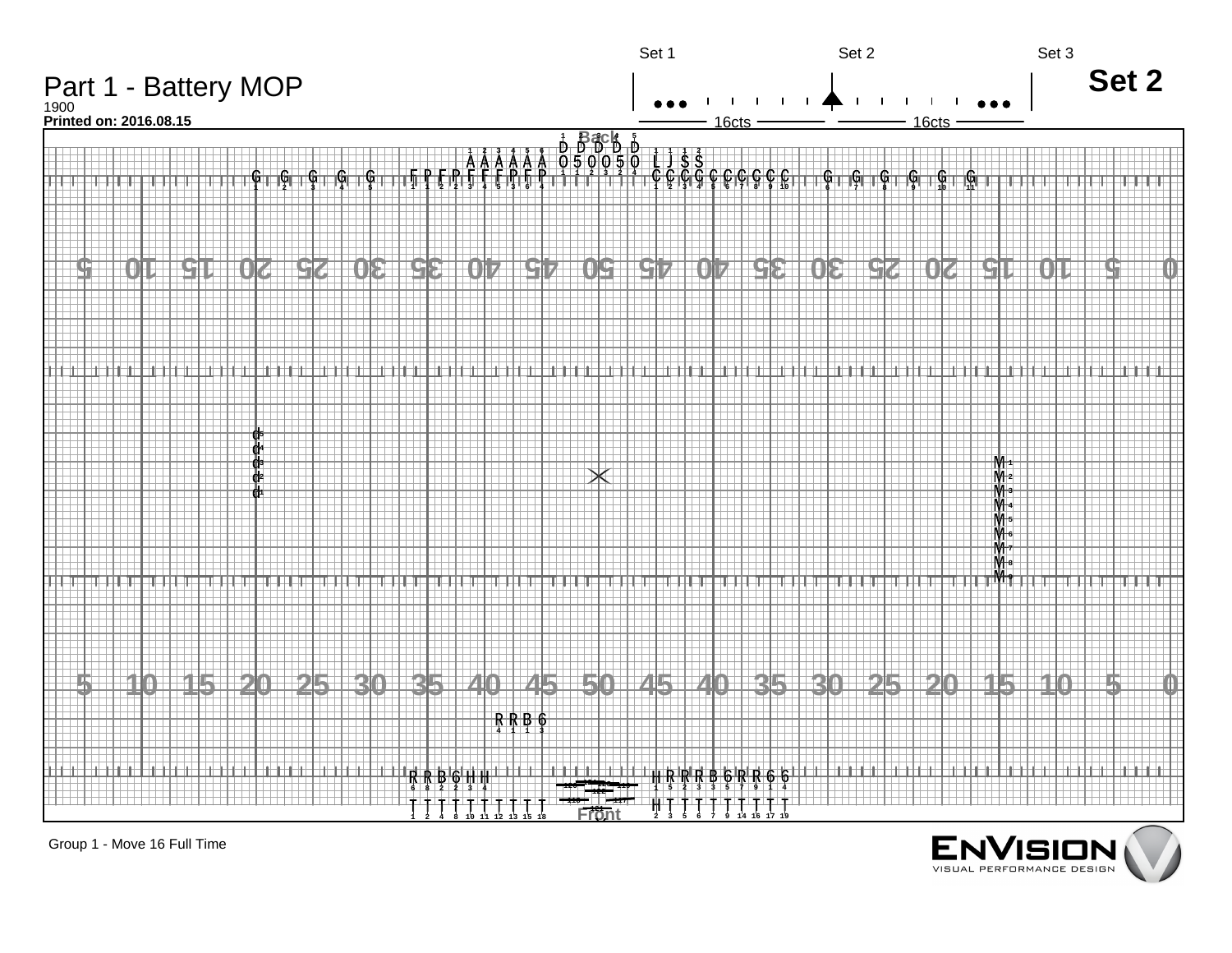# Part 1 - Battery MOP

1900

**Printed on: 2016.08.15**

Set 1 | Set 2 | Set 3

## Set 2

16cts | 16cts

Group 1 - Move 16 Full Time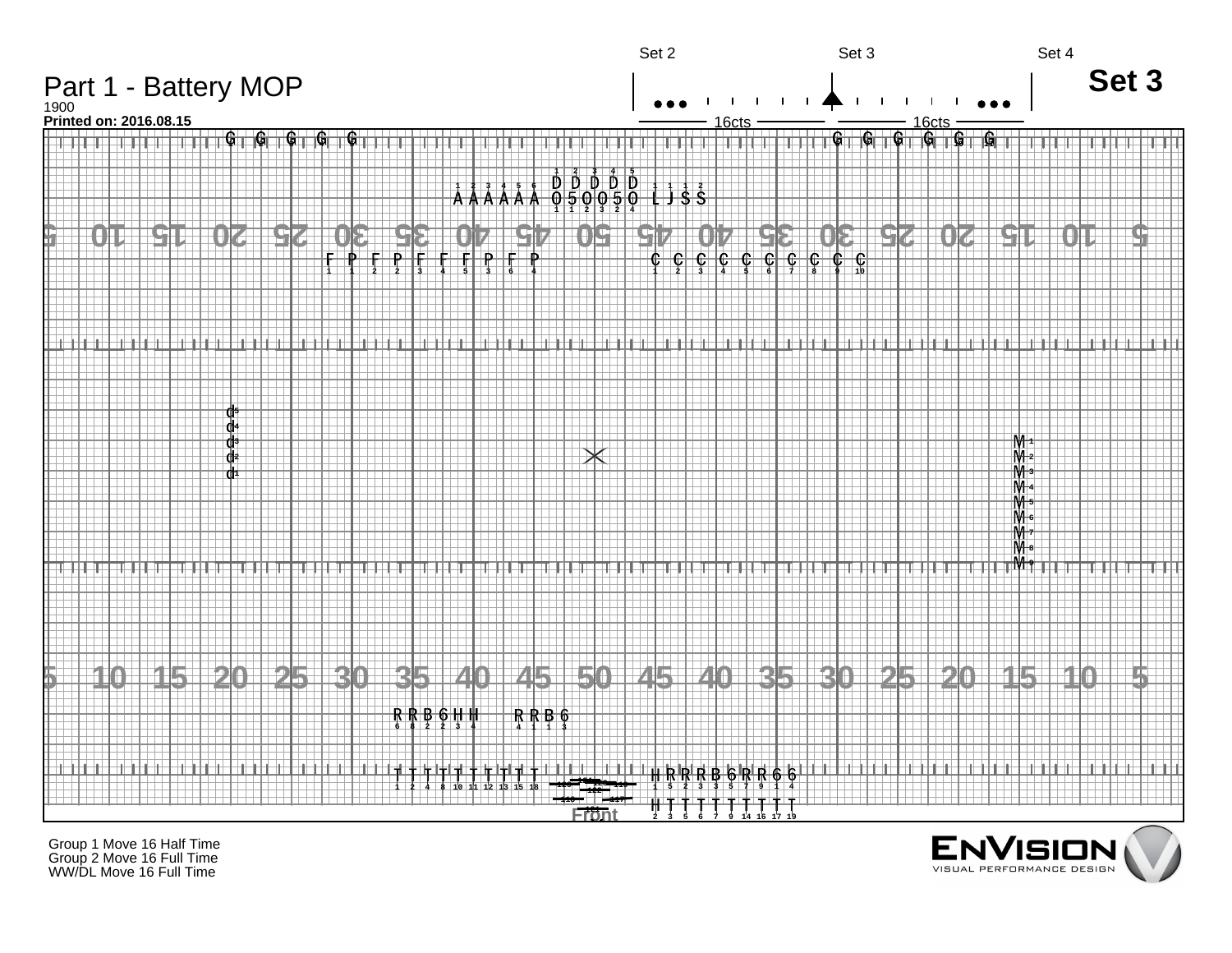# Part 1 - Battery MOP

1900

**Printed on: 2016.08.15**

Set 2 | Set 3 | Set 4

## Set 3

16cts | 16cts

Front

Group 1 Move 16 Half Time
Group 2 Move 16 Full Time
WW/DL Move 16 Full Time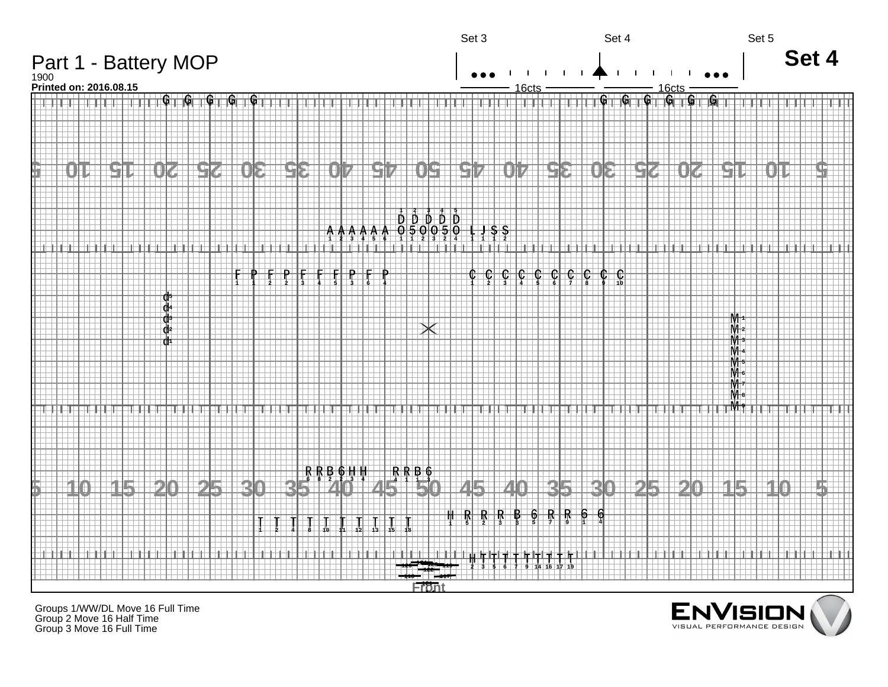# Part 1 - Battery MOP

1900

**Printed on: 2016.08.15**

Set 3 | Set 4 | Set 5

16cts | 16cts

## Set 4

Front

Groups 1/WW/DL Move 16 Full Time
Group 2 Move 16 Half Time
Group 3 Move 16 Full Time

ENVISION
VISUAL PERFORMANCE DESIGN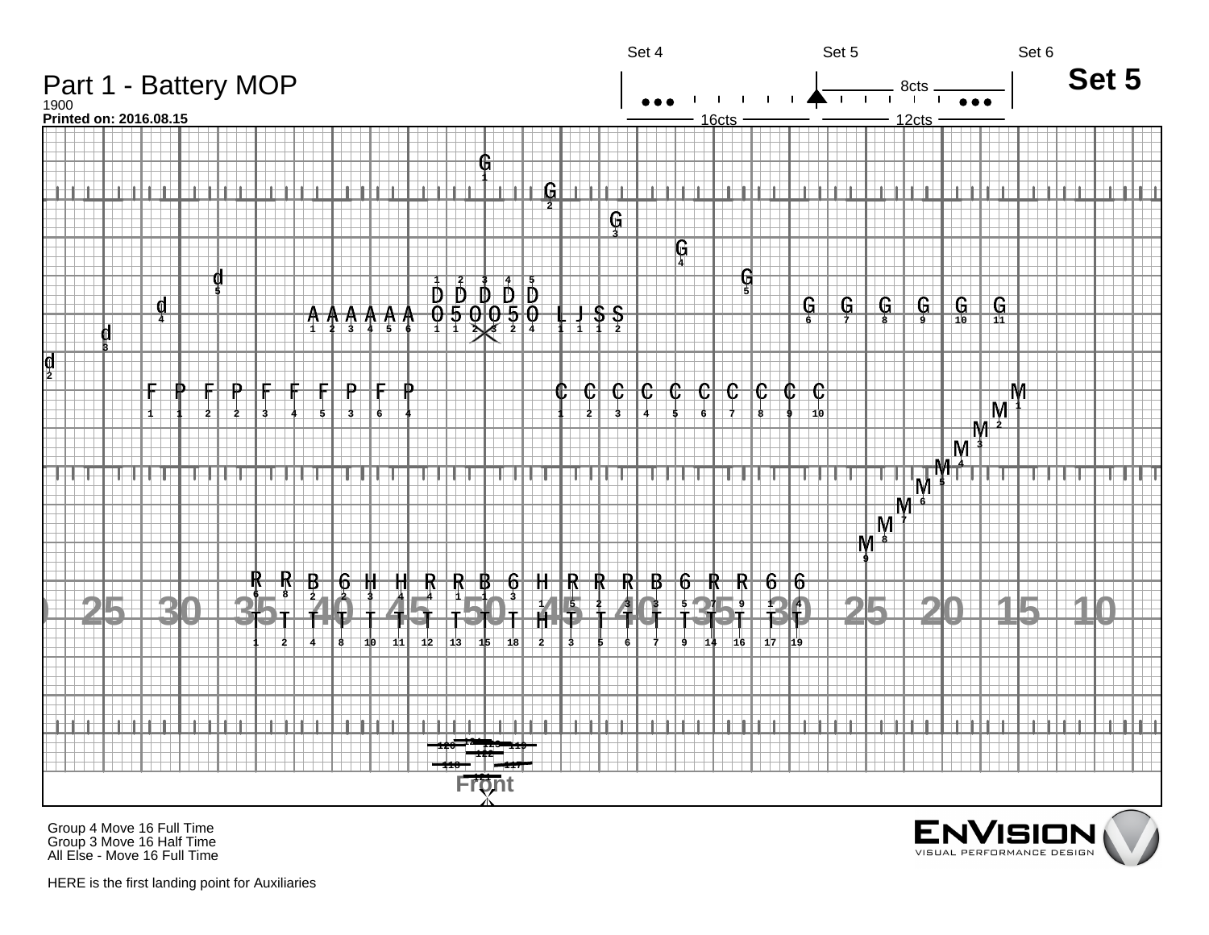# Part 1 - Battery MOP

1900

**Printed on: 2016.08.15**

Set 4 | Set 5 | Set 6

8cts

16cts | 12cts

## Set 5

Group 4 Move 16 Full Time
Group 3 Move 16 Half Time
All Else - Move 16 Full Time

HERE is the first landing point for Auxiliaries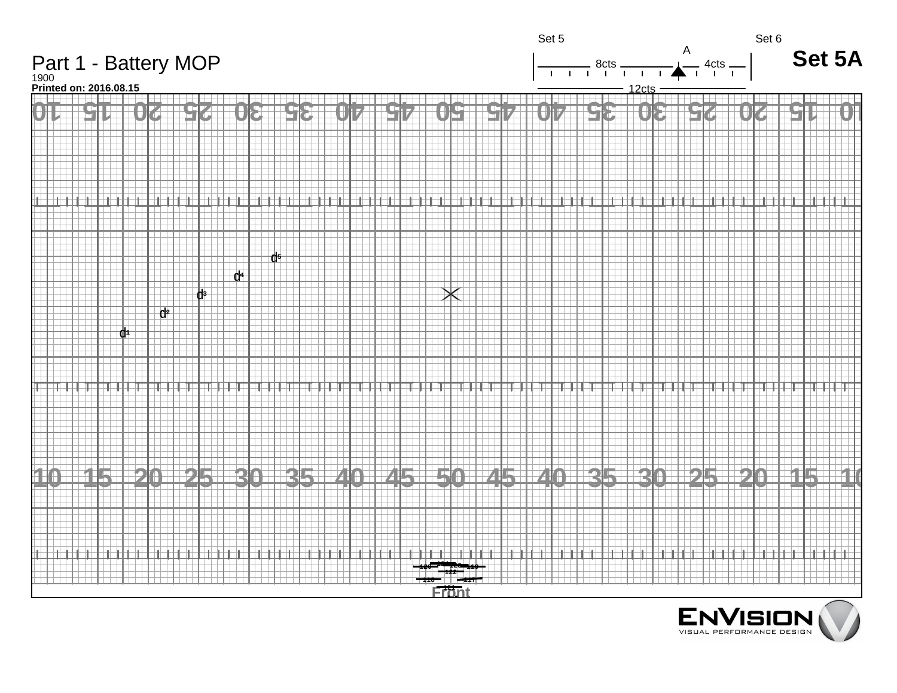# Part 1 - Battery MOP

1900

**Printed on: 2016.08.15**

Set 5 — A — Set 6

8cts | 4cts

12cts

## Set 5A

10 15 20 25 30 35 40 45 50 45 40 35 30 25 20 15 10

d5

d4

d3

d2

d1

10 15 20 25 30 35 40 45 50 45 40 35 30 25 20 15 10

Front

ENVISION VISUAL PERFORMANCE DESIGN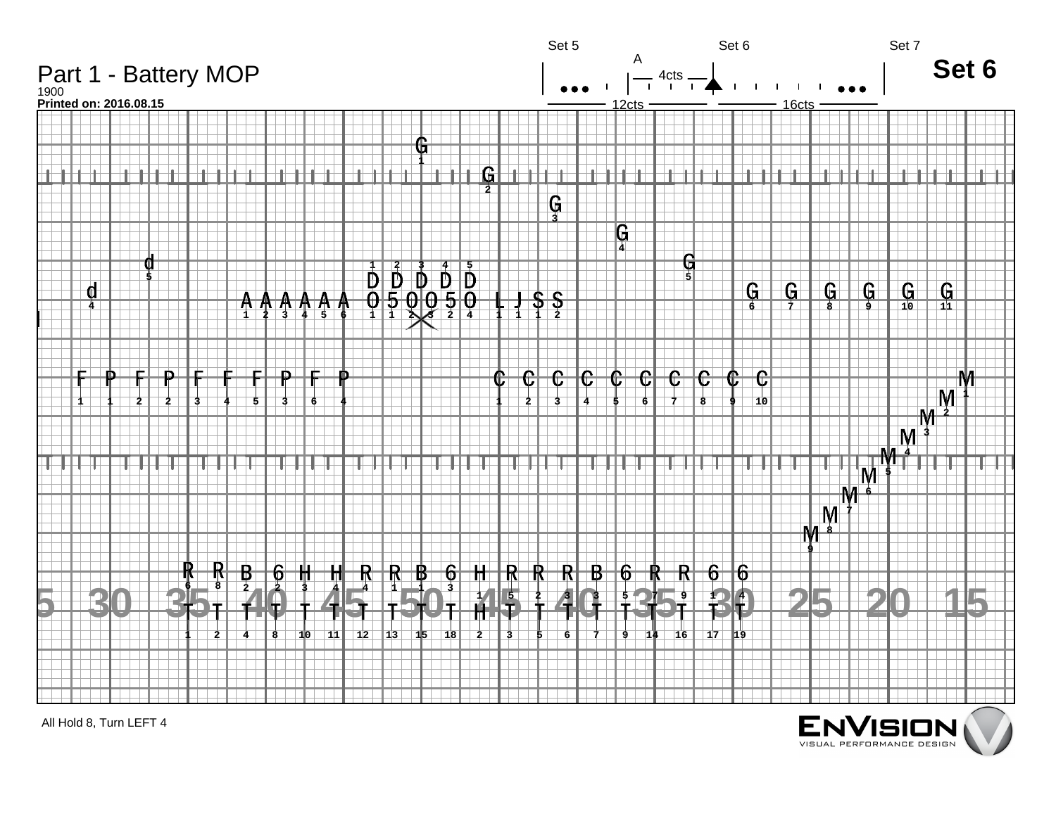# Part 1 - Battery MOP

1900

**Printed on: 2016.08.15**

## Set 6

Set 5 — Set 6 — Set 7

A — 4cts

12cts — 16cts

All Hold 8, Turn LEFT 4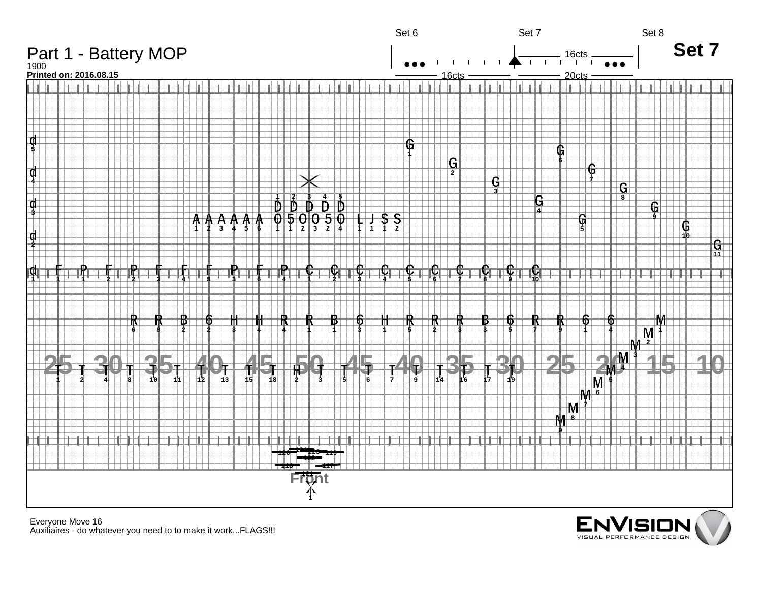# Part 1 - Battery MOP

1900

**Printed on: 2016.08.15**

Set 6 | Set 7 | Set 8

## Set 7

16cts | 16cts | 20cts

Front

Everyone Move 16

Auxiliaires - do whatever you need to to make it work...FLAGS!!!

ENVISION VISUAL PERFORMANCE DESIGN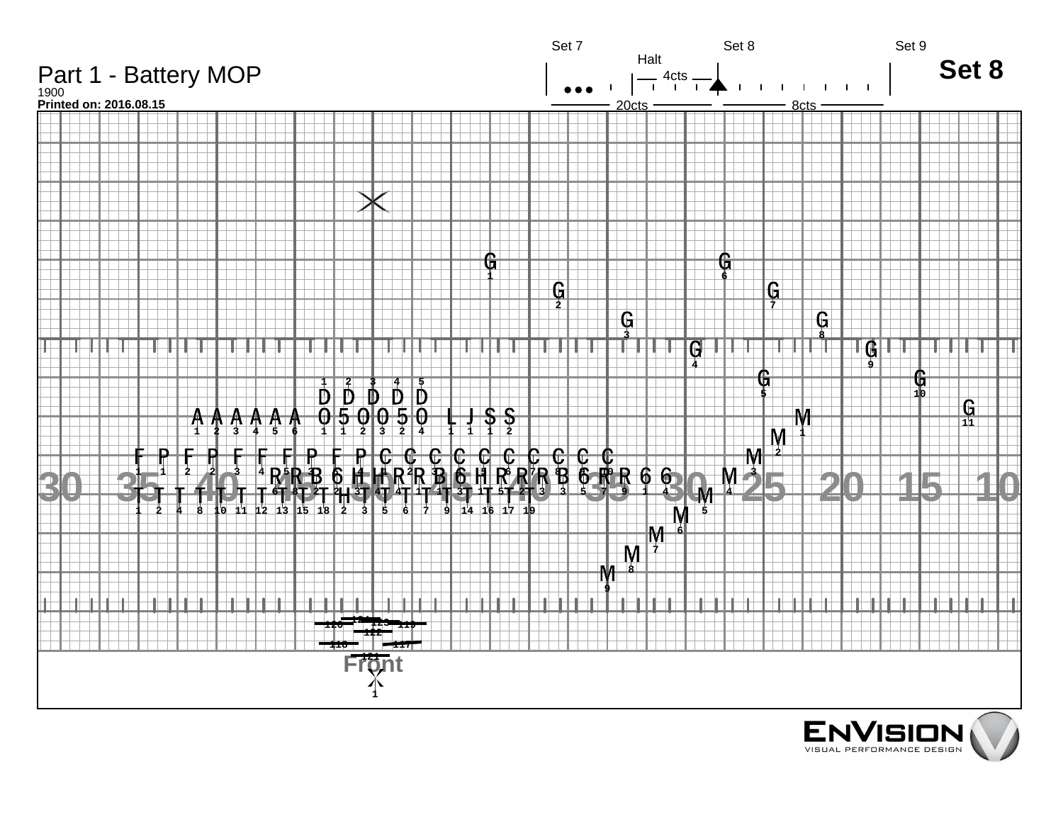# Part 1 - Battery MOP

1900

**Printed on: 2016.08.15**

Set 7 | Set 8 | Set 9

Halt

4cts

20cts | 8cts

## Set 8

Front

ENVISION

VISUAL PERFORMANCE DESIGN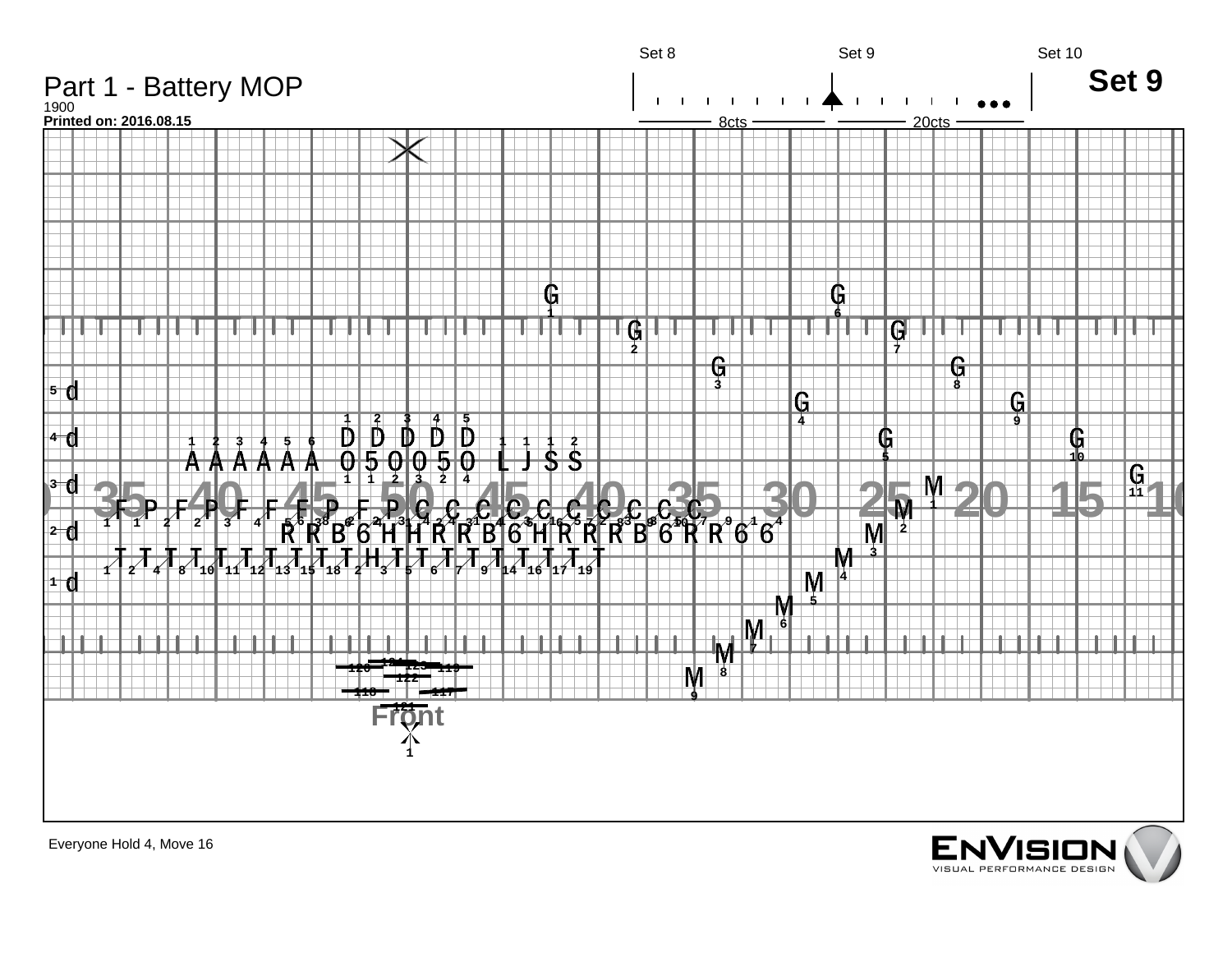# Part 1 - Battery MOP

1900

**Printed on: 2016.08.15**

Set 8 | Set 9 | Set 10

8cts | 20cts

## Set 9

Front

Everyone Hold 4, Move 16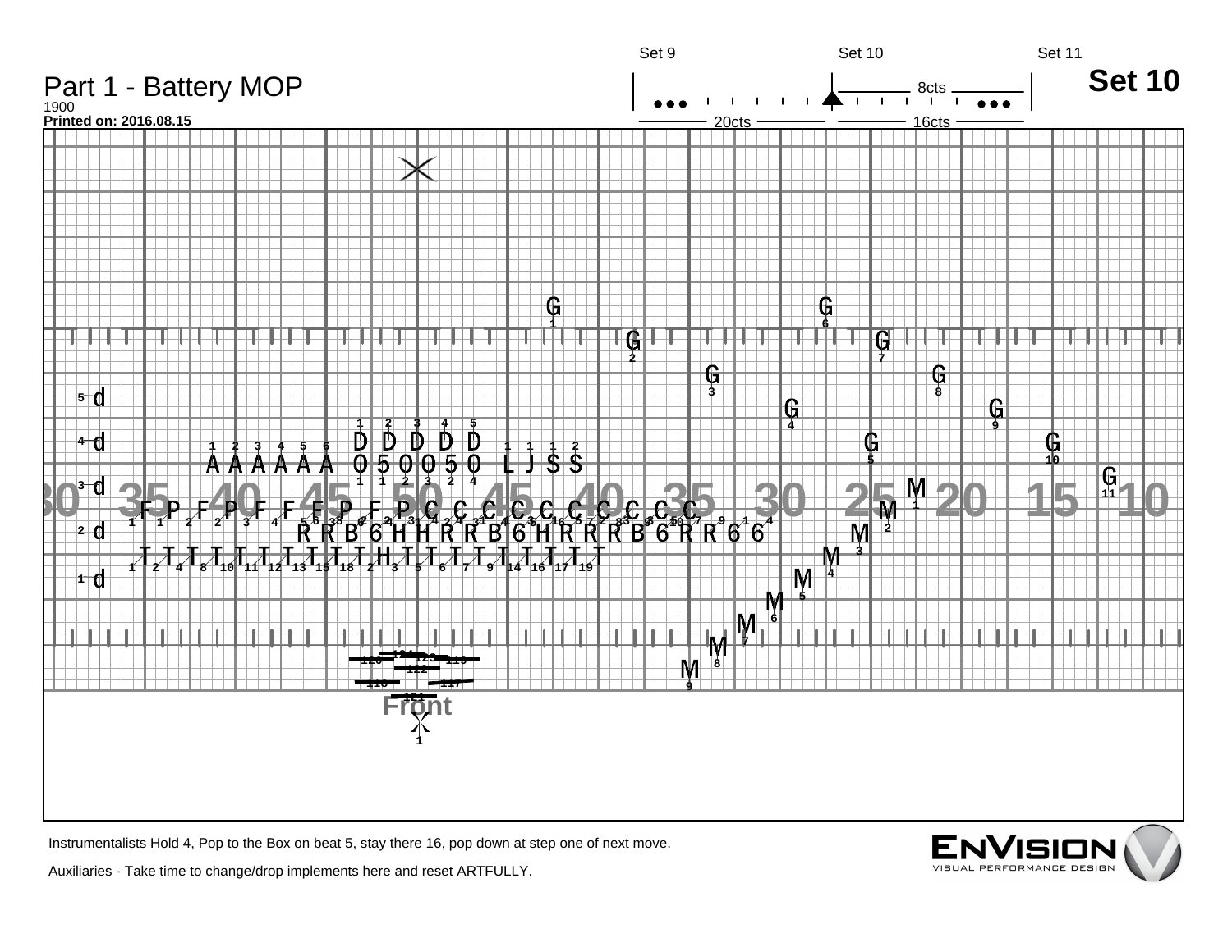# Part 1 - Battery MOP

1900

**Printed on: 2016.08.15**

Set 9 | Set 10 | Set 11

8cts

20cts | 16cts

## Set 10

Front

Instrumentalists Hold 4, Pop to the Box on beat 5, stay there 16, pop down at step one of next move.

Auxiliaries - Take time to change/drop implements here and reset ARTFULLY.

ENVISION
VISUAL PERFORMANCE DESIGN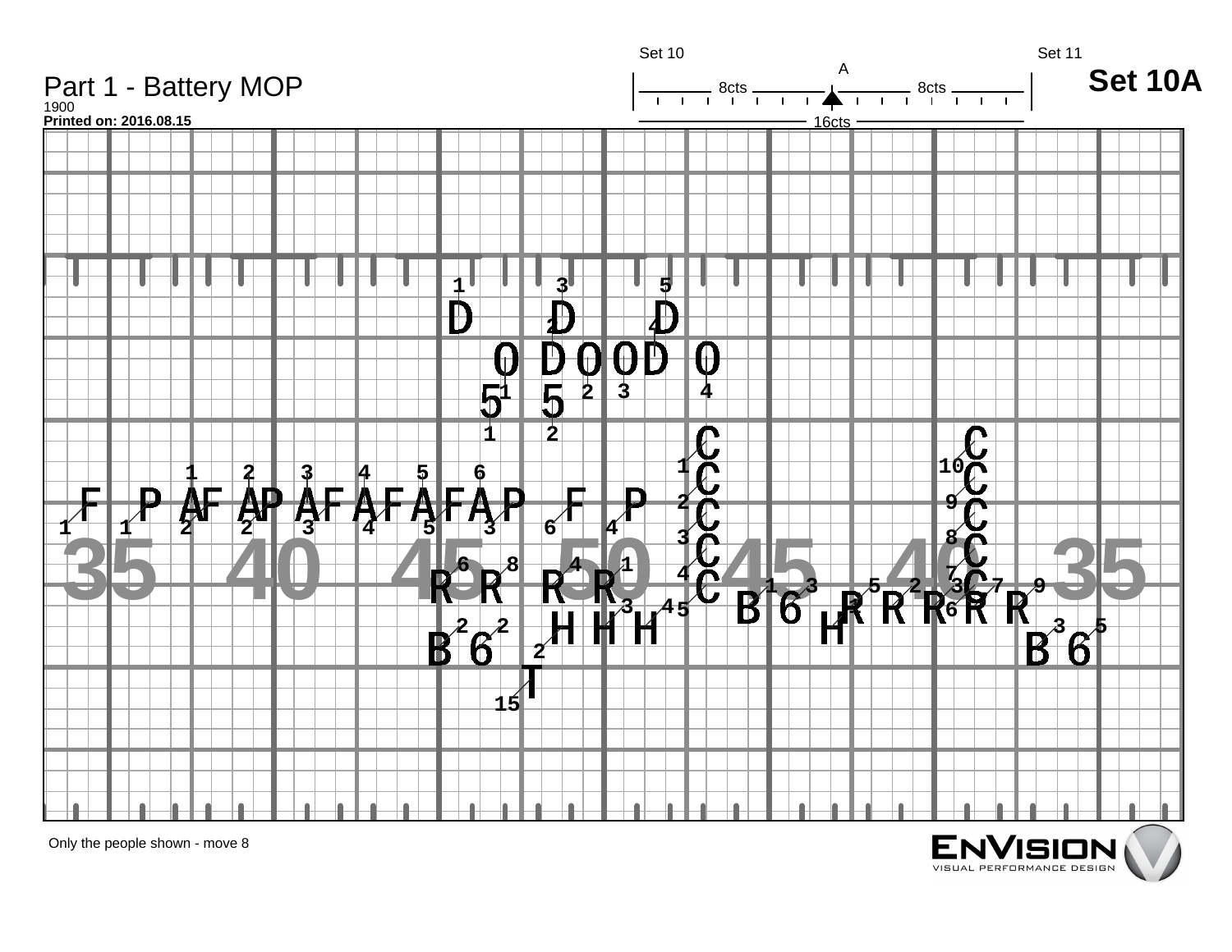# Part 1 - Battery MOP

1900

**Printed on: 2016.08.15**

Set 10 — Set 11

A

8cts — 8cts

16cts

## Set 10A

Only the people shown - move 8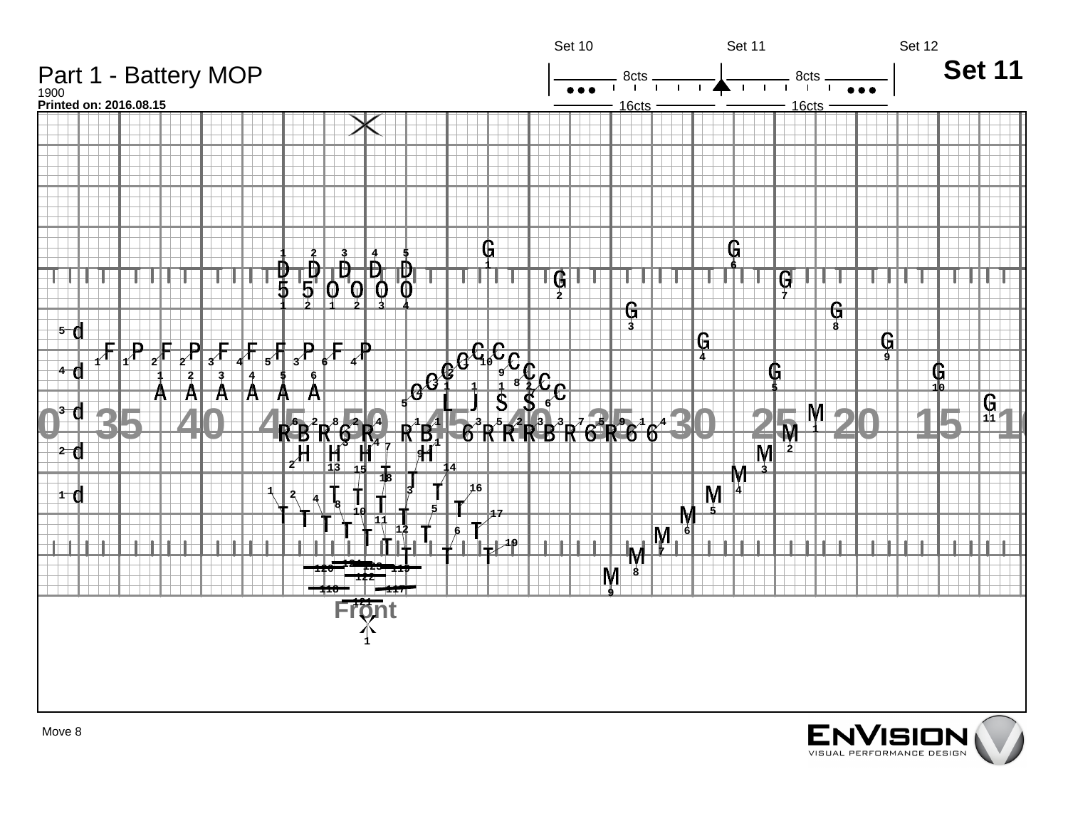# Part 1 - Battery MOP

1900

**Printed on: 2016.08.15**

Set 10 | Set 11 | Set 12

8cts | 8cts

16cts | 16cts

## Set 11

Front

Move 8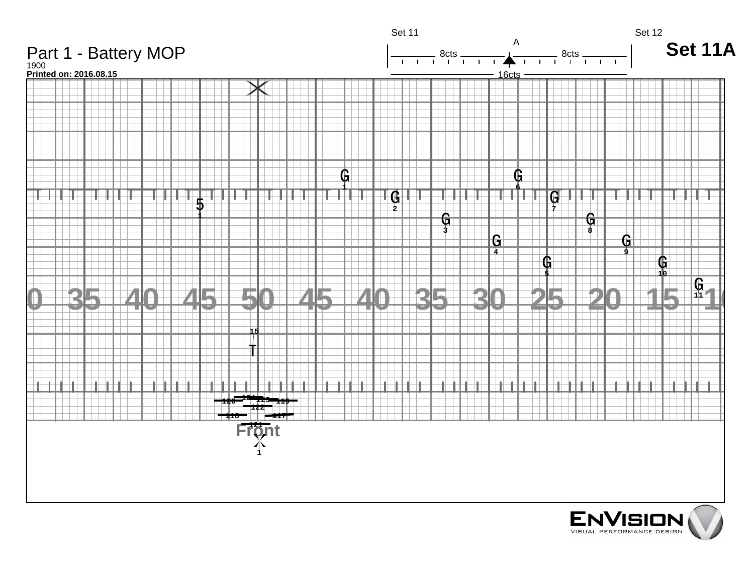Part 1 - Battery MOP

1900

**Printed on: 2016.08.15**

Set 11 — A — Set 12

8cts | 8cts

16cts

# Set 11A

0 35 40 45 50 45 40 35 30 25 20 15 10

G1 G2 G3 G4 G5 G6 G7 G8 G9 G10 G11

5 1

15 T

120 123 119

122

118 117

121

Front

1

ENVISION VISUAL PERFORMANCE DESIGN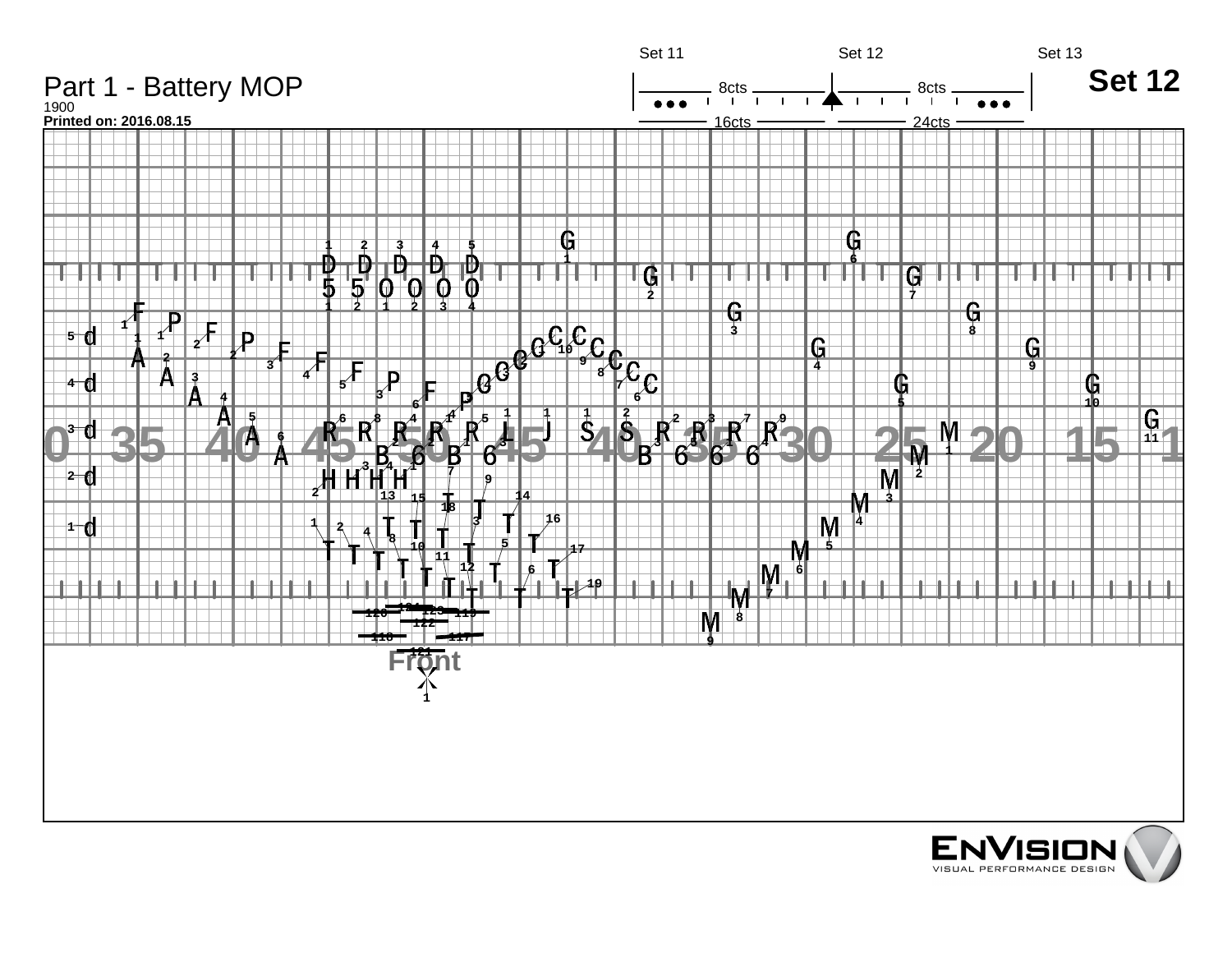# Part 1 - Battery MOP

1900

**Printed on: 2016.08.15**

Set 11 | Set 12 | Set 13

## Set 12

8cts | 8cts

16cts | 24cts

Front

**ENVISION**

VISUAL PERFORMANCE DESIGN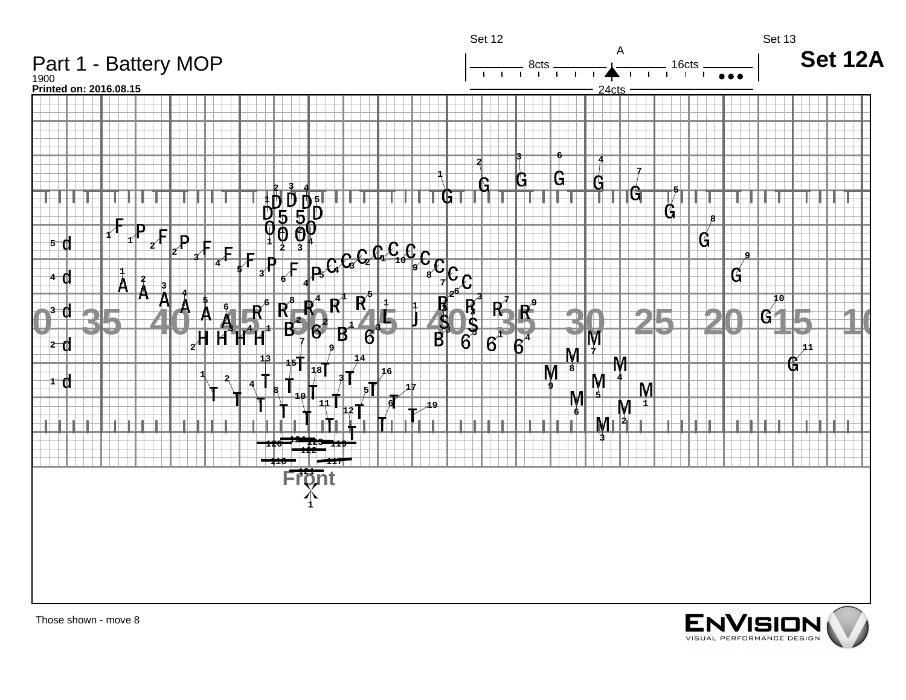# Part 1 - Battery MOP

1900

**Printed on: 2016.08.15**

Set 12 — Set 13

A

8cts — 16cts

24cts

## Set 12A

Those shown - move 8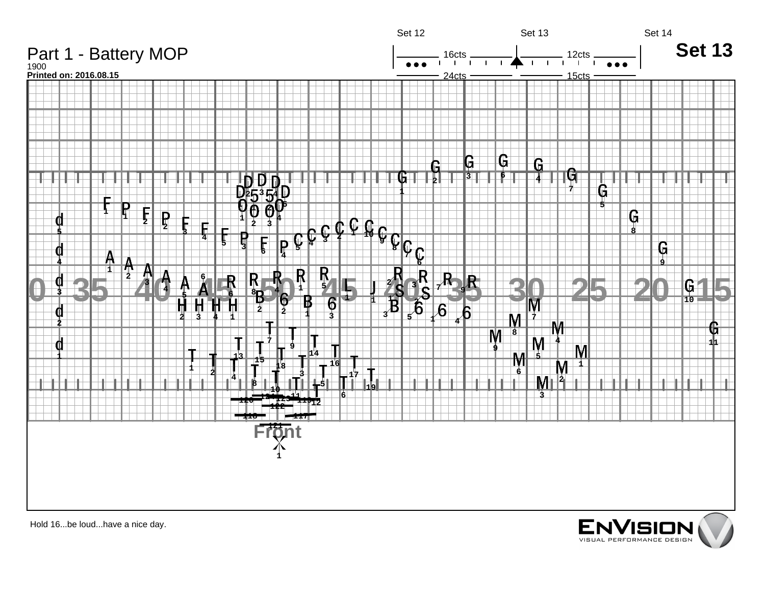# Part 1 - Battery MOP

1900

**Printed on: 2016.08.15**

Set 12 | Set 13 | Set 14

16cts | 12cts

24cts | 15cts

## Set 13

Front

Hold 16...be loud...have a nice day.

ENVISION VISUAL PERFORMANCE DESIGN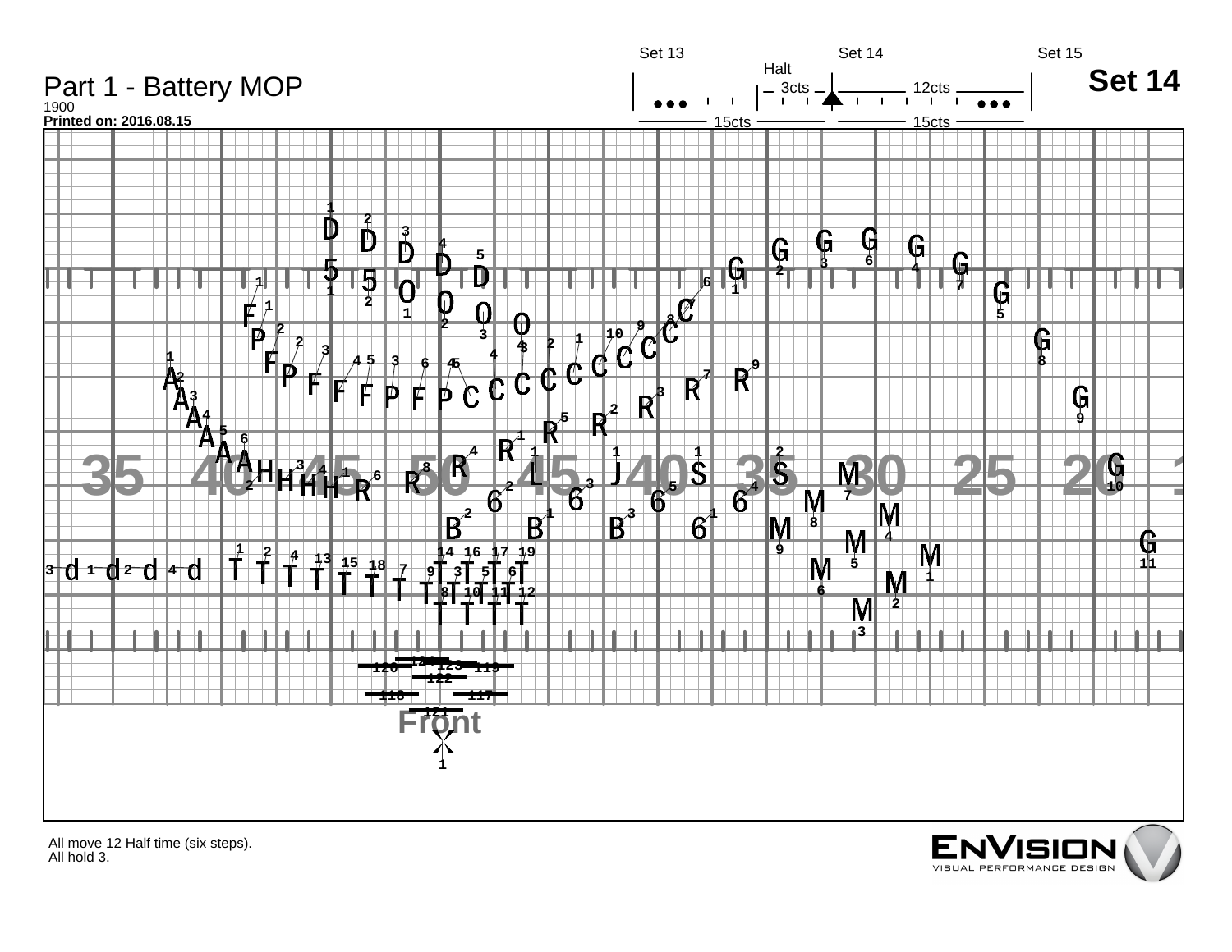# Part 1 - Battery MOP

1900

**Printed on: 2016.08.15**

## Set 14

Set 13 | Set 14 | Set 15

Halt

3cts | 12cts

15cts | 15cts

Front

All move 12 Half time (six steps).
All hold 3.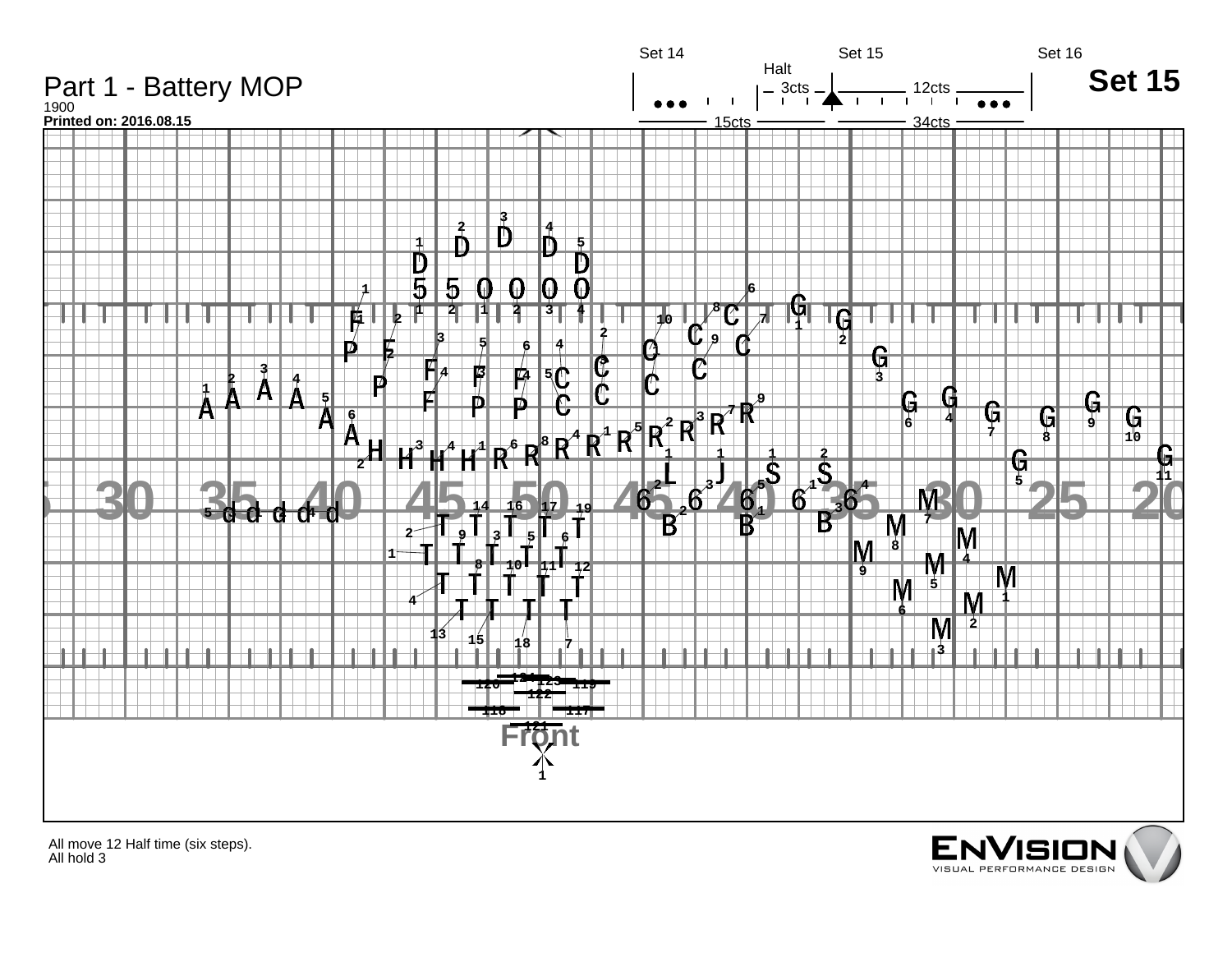# Part 1 - Battery MOP

1900

**Printed on: 2016.08.15**

Set 14 | Set 15 | Set 16

Halt

3cts | 12cts

15cts | 34cts

## Set 15

Front

All move 12 Half time (six steps).
All hold 3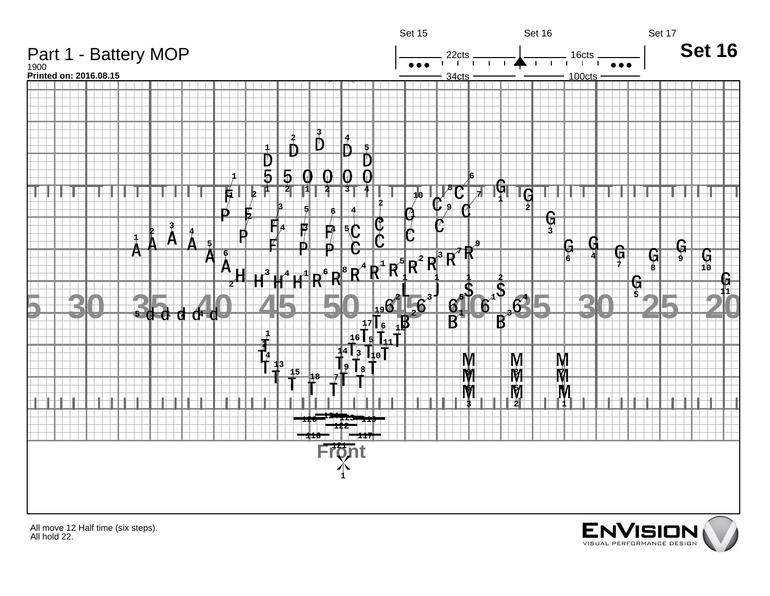# Part 1 - Battery MOP

1900

**Printed on: 2016.08.15**

**Set 16**

| Set 15 | | Set 16 | | Set 17 |
|---|---|---|---|---|
| | 22cts | | 16cts | |
| | 34cts | | 100cts | |

Front

All move 12 Half time (six steps).
All hold 22.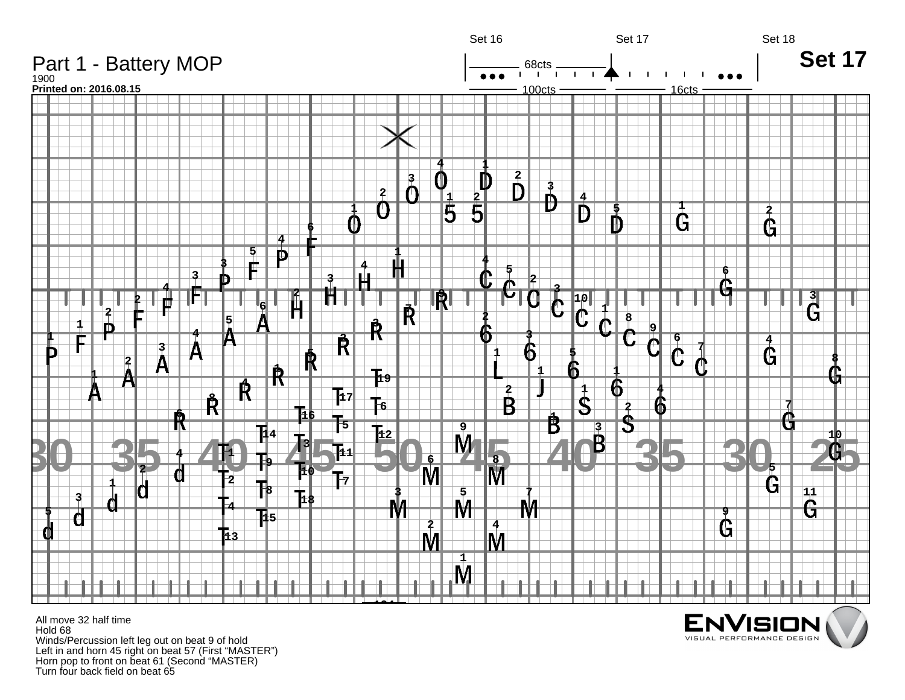# Part 1 - Battery MOP

1900

**Printed on: 2016.08.15**

Set 16 | Set 17 | Set 18

68cts

100cts | 16cts

## Set 17

All move 32 half time

Hold 68

Winds/Percussion left leg out on beat 9 of hold

Left in and horn 45 right on beat 57 (First “MASTER”)

Horn pop to front on beat 61 (Second “MASTER)

Turn four back field on beat 65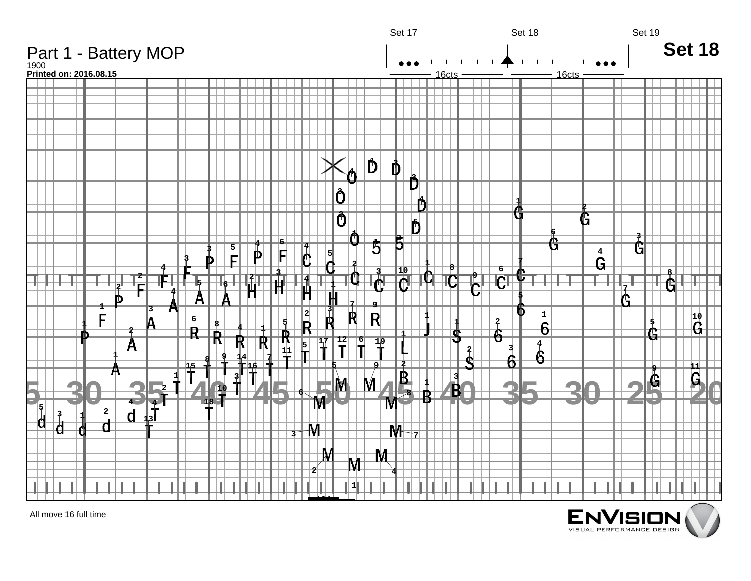# Part 1 - Battery MOP

1900

**Printed on: 2016.08.15**

Set 17 | Set 18 | Set 19

16cts | 16cts

## Set 18

All move 16 full time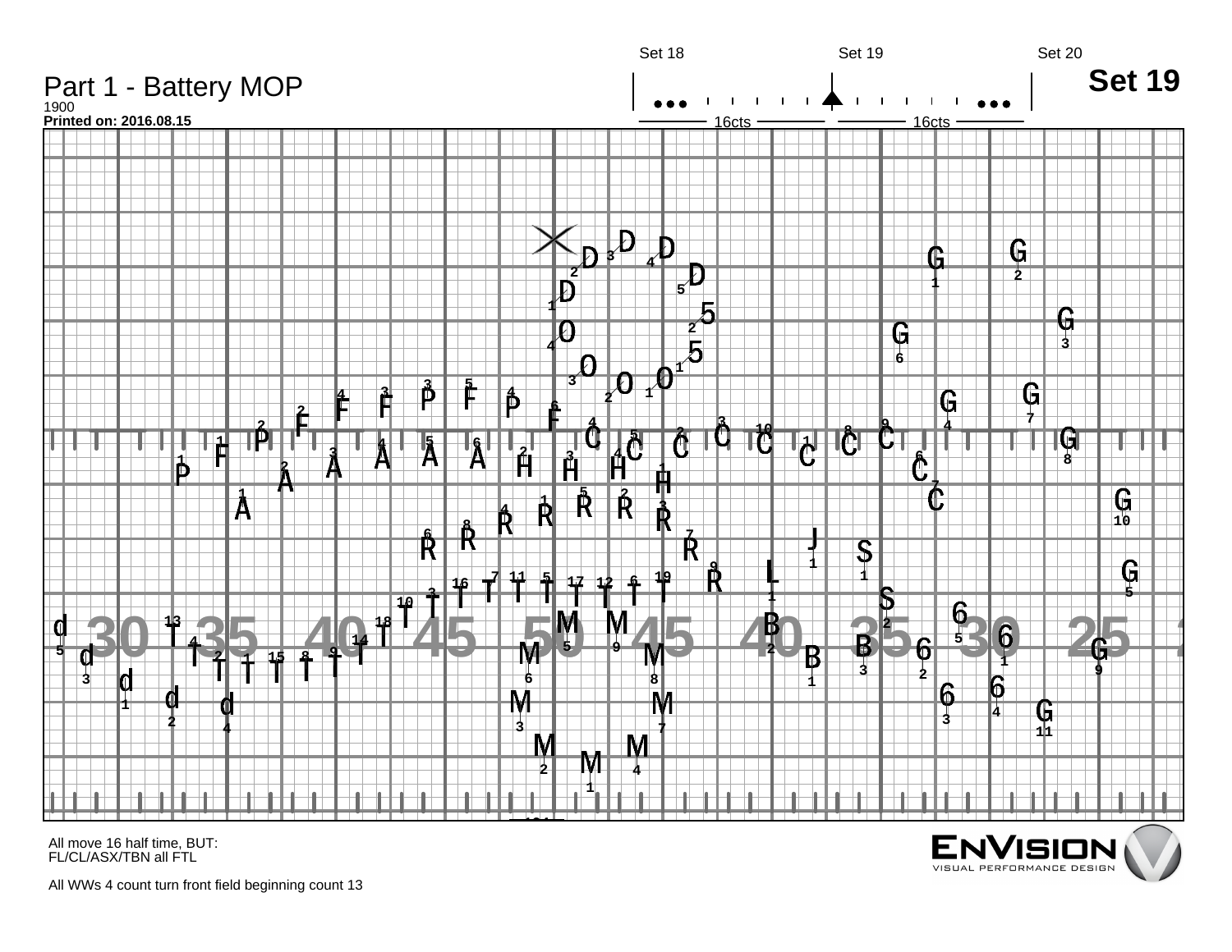# Part 1 - Battery MOP

1900

**Printed on: 2016.08.15**

Set 18 | Set 19 | Set 20

16cts | 16cts

## Set 19

All move 16 half time, BUT:
FL/CL/ASX/TBN all FTL

All WWs 4 count turn front field beginning count 13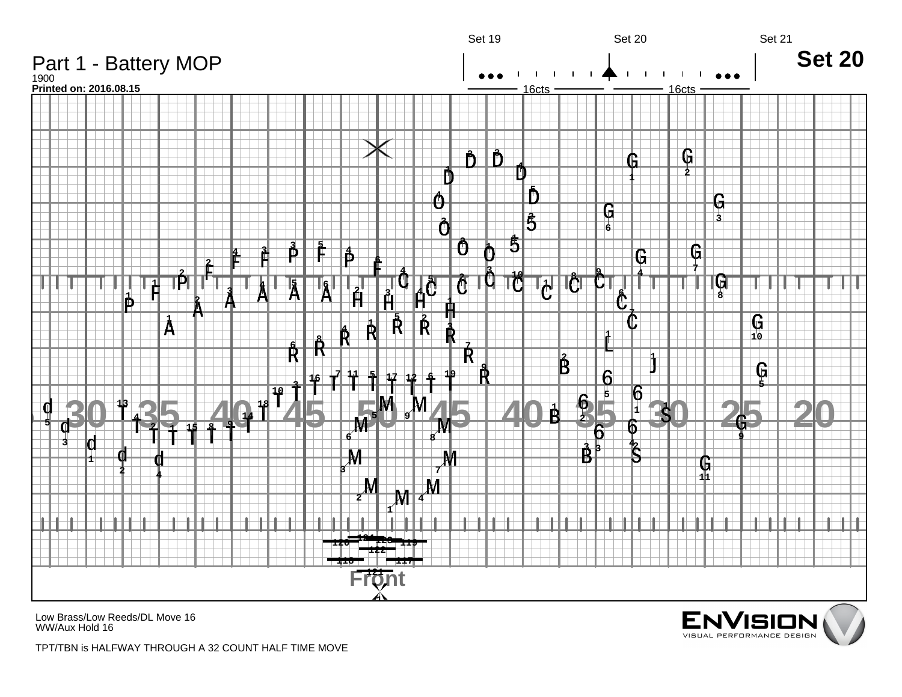# Part 1 - Battery MOP

1900

**Printed on: 2016.08.15**

Set 19 | Set 20 | Set 21

16cts | 16cts

## Set 20

Low Brass/Low Reeds/DL Move 16

WW/Aux Hold 16

TPT/TBN is HALFWAY THROUGH A 32 COUNT HALF TIME MOVE

ENVISION VISUAL PERFORMANCE DESIGN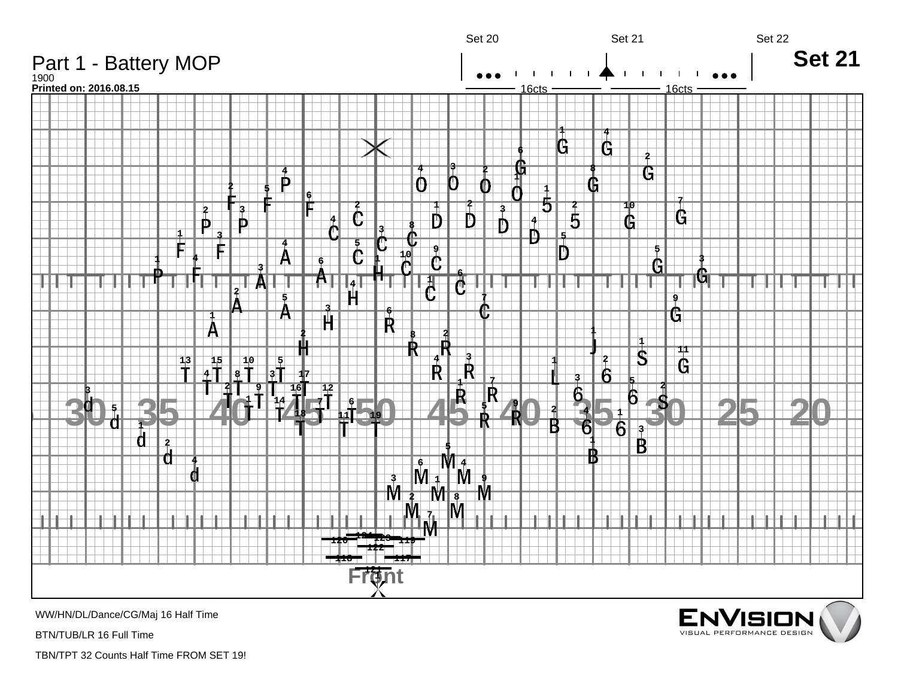# Part 1 - Battery MOP

1900

**Printed on: 2016.08.15**

Set 20 | Set 21 | Set 22

16cts | 16cts

## Set 21

Front

WW/HN/DL/Dance/CG/Maj 16 Half Time

BTN/TUB/LR 16 Full Time

TBN/TPT 32 Counts Half Time FROM SET 19!

ENVISION VISUAL PERFORMANCE DESIGN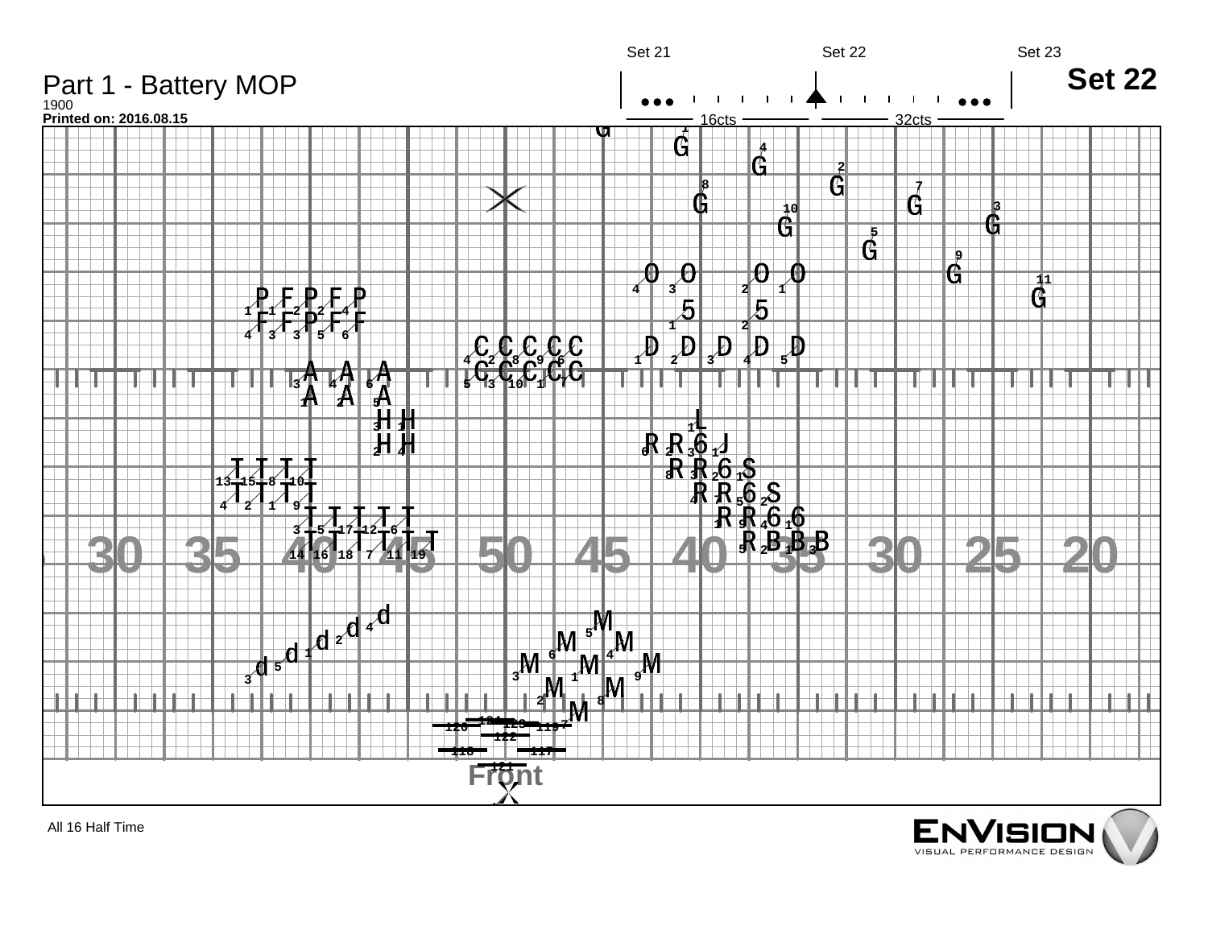# Part 1 - Battery MOP

1900

**Printed on: 2016.08.15**

Set 21 | Set 22 | Set 23

16cts | 32cts

## Set 22

Front

All 16 Half Time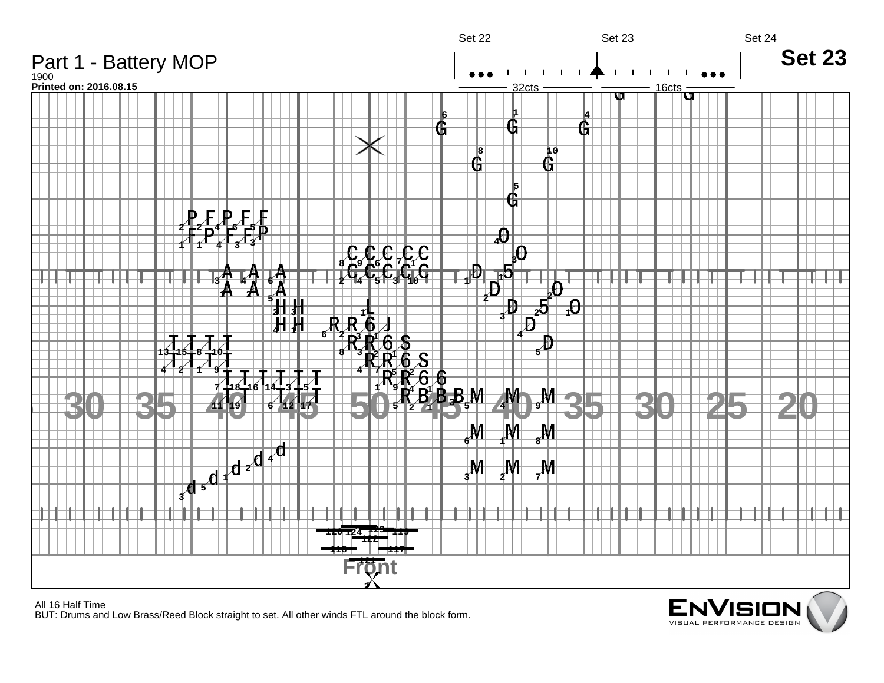# Part 1 - Battery MOP

1900

**Printed on: 2016.08.15**

Set 22 | Set 23 | Set 24

32cts | 16cts

## Set 23

All 16 Half Time

BUT: Drums and Low Brass/Reed Block straight to set. All other winds FTL around the block form.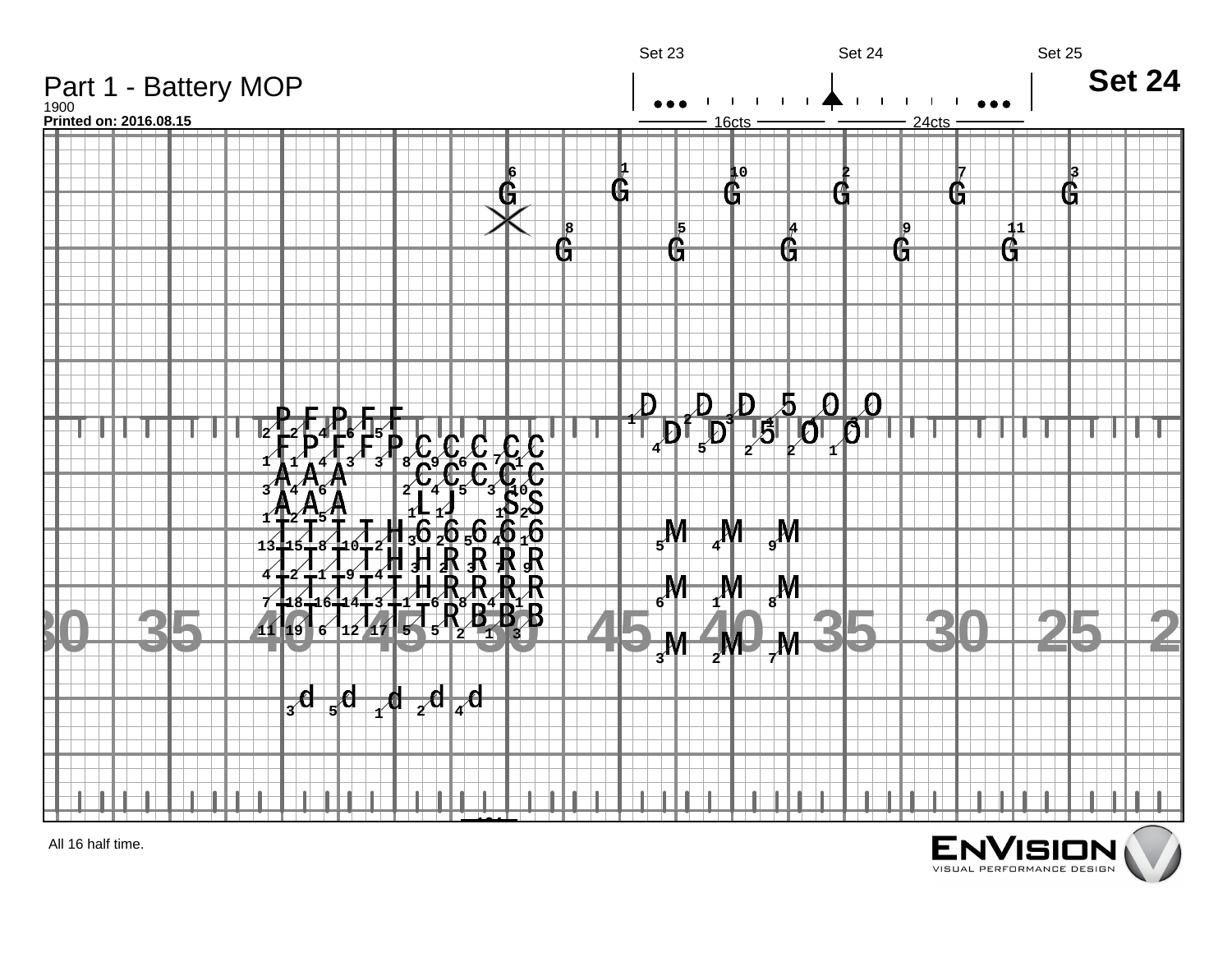# Part 1 - Battery MOP

1900

**Printed on: 2016.08.15**

Set 23 | Set 24 | Set 25

16cts | 24cts

## Set 24

All 16 half time.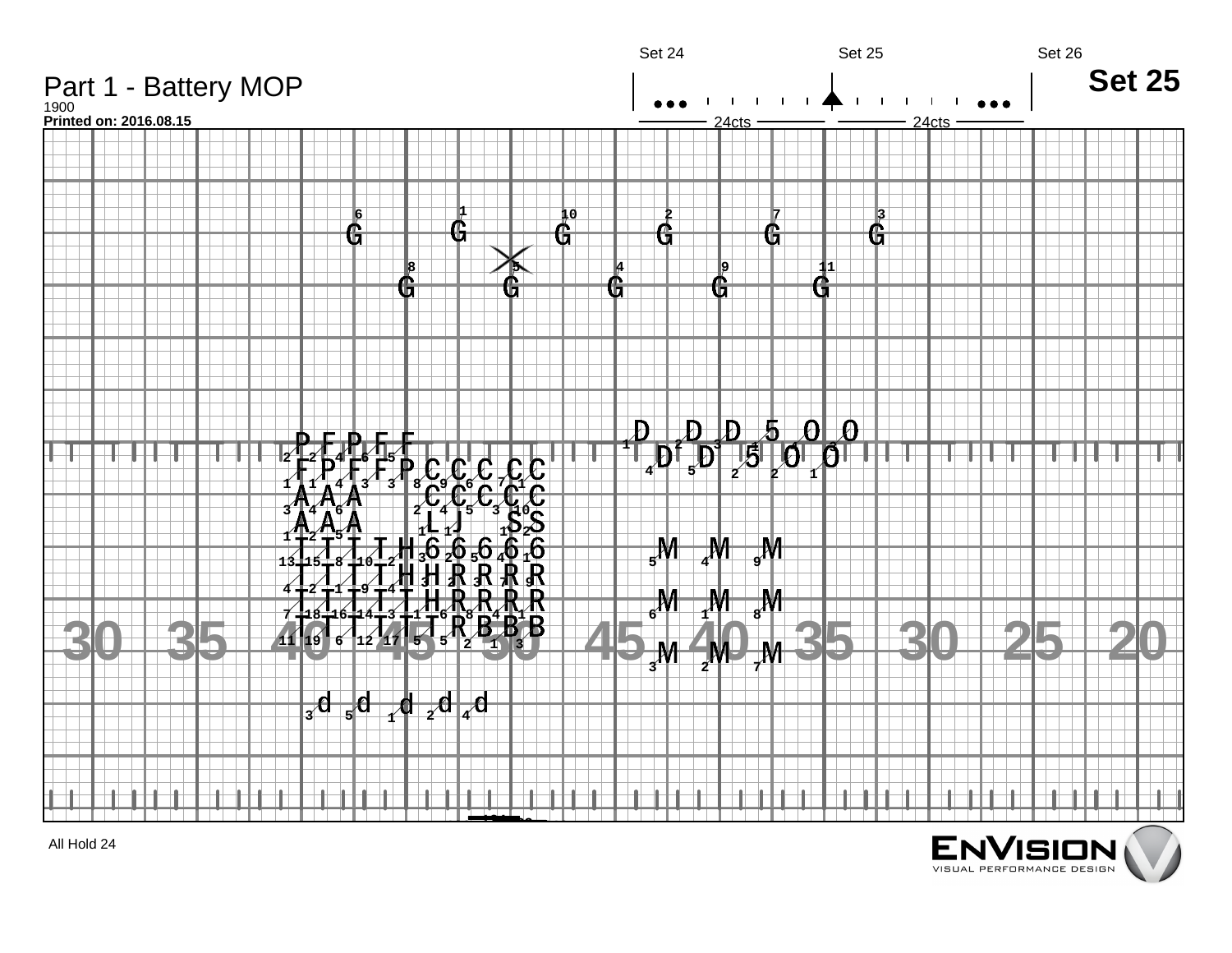# Part 1 - Battery MOP

1900

**Printed on: 2016.08.15**

Set 24 | Set 25 | Set 26

24cts | 24cts

## Set 25

All Hold 24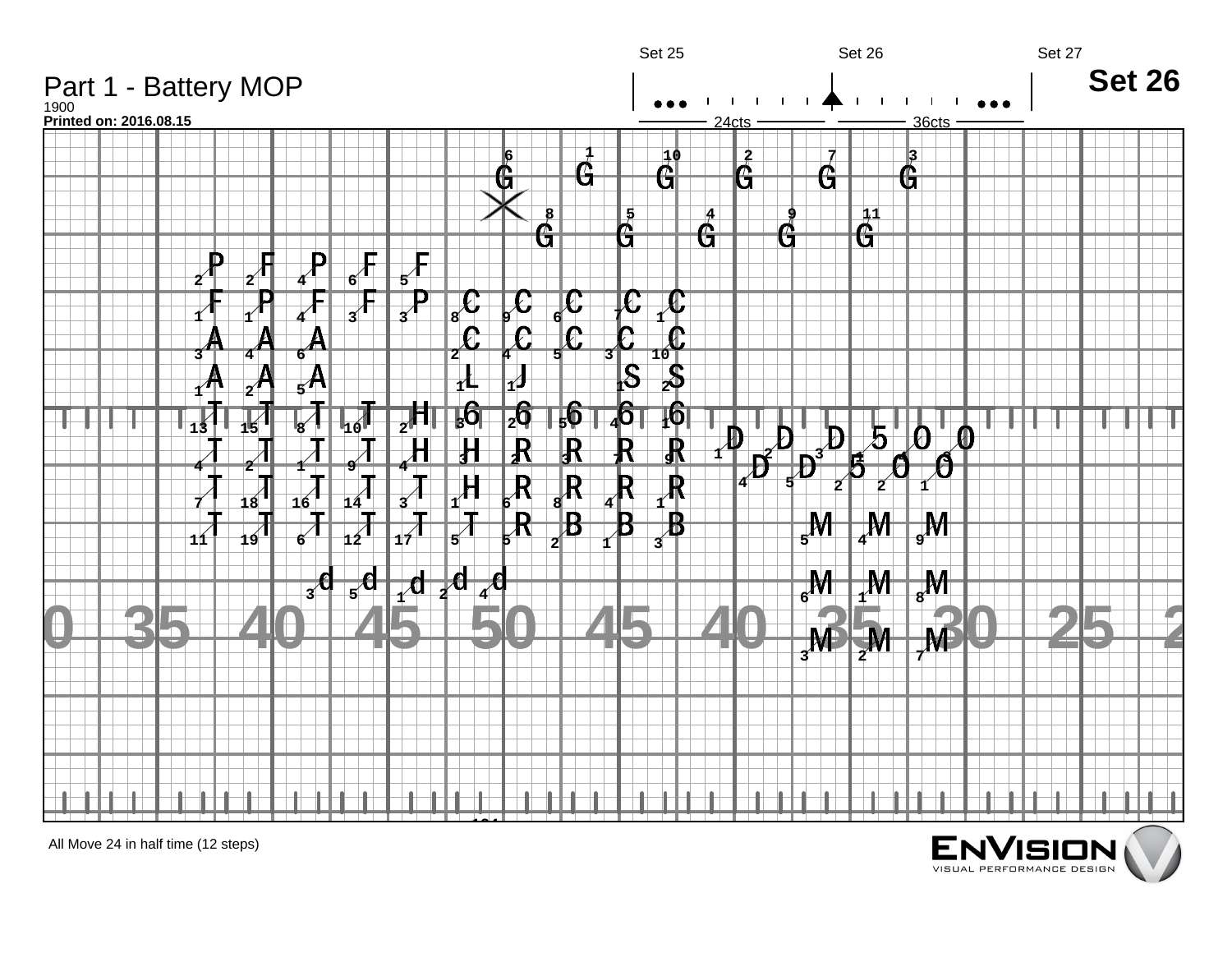# Part 1 - Battery MOP

1900

**Printed on: 2016.08.15**

Set 25 — Set 26 — Set 27

24cts — 36cts

## Set 26

All Move 24 in half time (12 steps)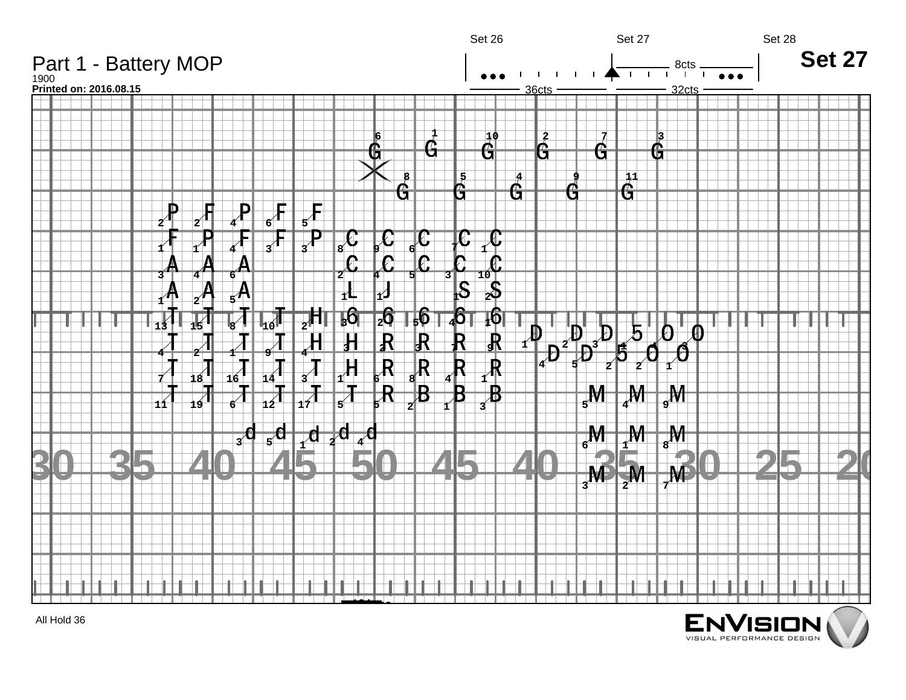# Part 1 - Battery MOP

1900

**Printed on: 2016.08.15**

Set 26 | Set 27 | Set 28

8cts

36cts | 32cts

## Set 27

30 35 40 45 50 45 40 35 30 25 20

All Hold 36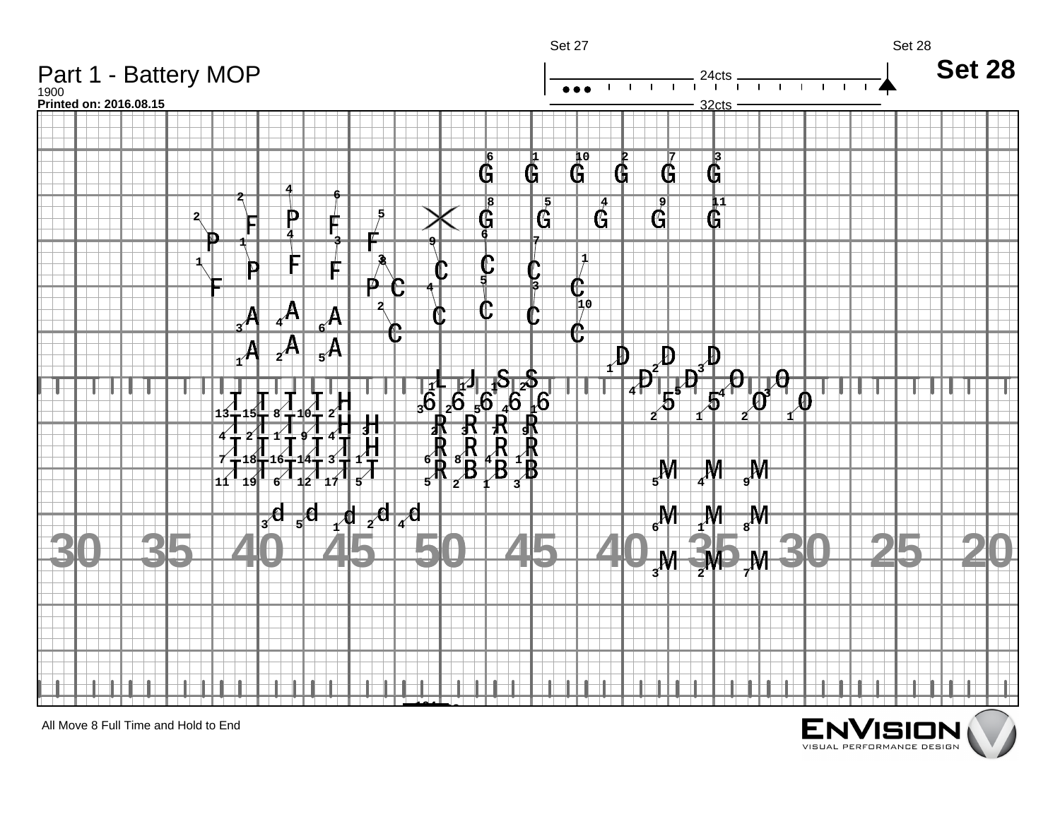# Part 1 - Battery MOP

1900

**Printed on: 2016.08.15**

Set 27 — Set 28

# Set 28

24cts

32cts

30 35 40 45 50 45 40 35 30 25 20

All Move 8 Full Time and Hold to End